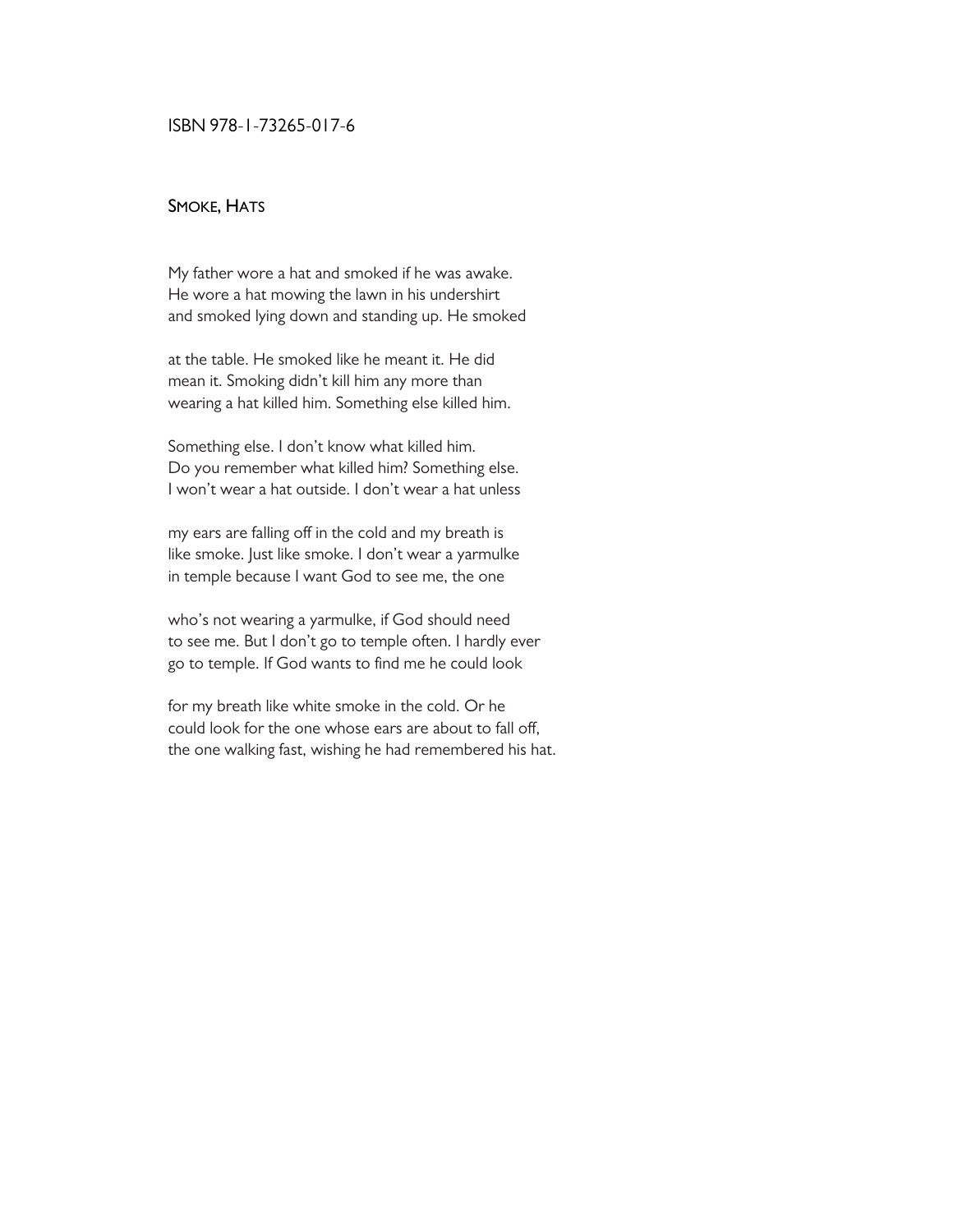ISBN 978-1-73265-017-6

## Smoke, Hats

My father wore a hat and smoked if he was awake.
He wore a hat mowing the lawn in his undershirt
and smoked lying down and standing up. He smoked

at the table. He smoked like he meant it. He did
mean it. Smoking didn't kill him any more than
wearing a hat killed him. Something else killed him.

Something else. I don't know what killed him.
Do you remember what killed him? Something else.
I won't wear a hat outside. I don't wear a hat unless

my ears are falling off in the cold and my breath is
like smoke. Just like smoke. I don't wear a yarmulke
in temple because I want God to see me, the one

who's not wearing a yarmulke, if God should need
to see me. But I don't go to temple often. I hardly ever
go to temple. If God wants to find me he could look

for my breath like white smoke in the cold. Or he
could look for the one whose ears are about to fall off,
the one walking fast, wishing he had remembered his hat.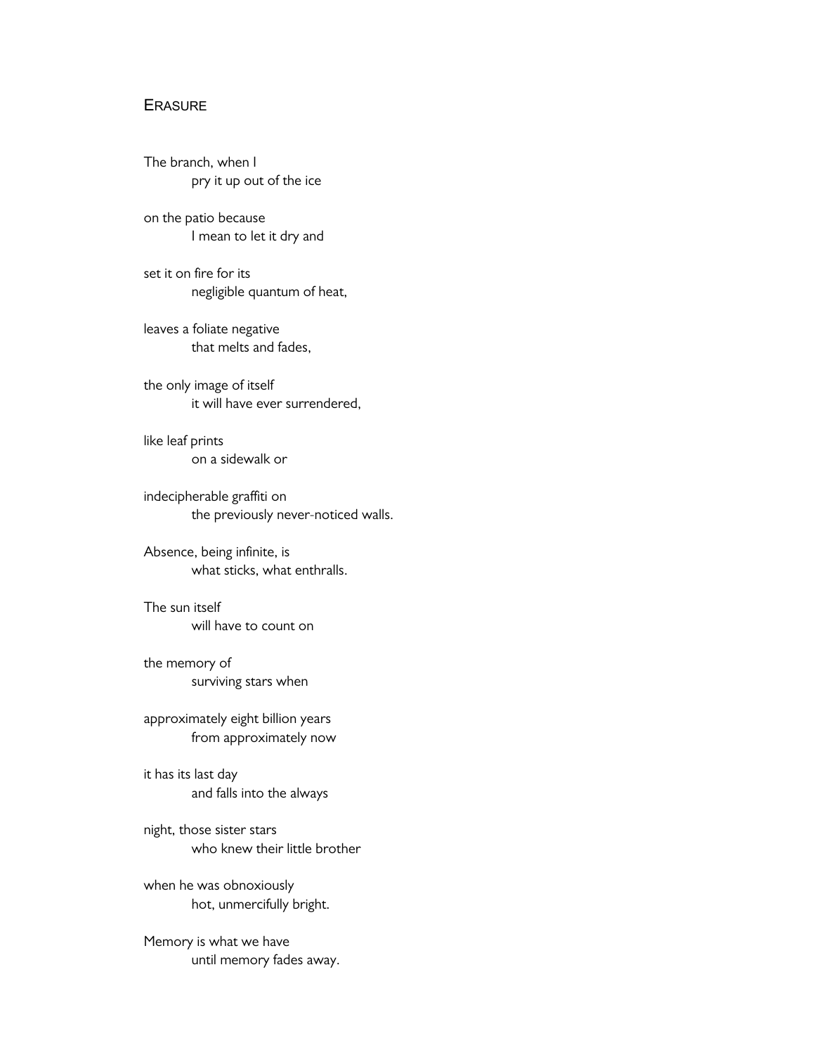## Erasure

The branch, when I  
    pry it up out of the ice

on the patio because  
    I mean to let it dry and

set it on fire for its  
    negligible quantum of heat,

leaves a foliate negative  
    that melts and fades,

the only image of itself  
    it will have ever surrendered,

like leaf prints  
    on a sidewalk or

indecipherable graffiti on  
    the previously never-noticed walls.

Absence, being infinite, is  
    what sticks, what enthralls.

The sun itself  
    will have to count on

the memory of  
    surviving stars when

approximately eight billion years  
    from approximately now

it has its last day  
    and falls into the always

night, those sister stars  
    who knew their little brother

when he was obnoxiously  
    hot, unmercifully bright.

Memory is what we have  
    until memory fades away.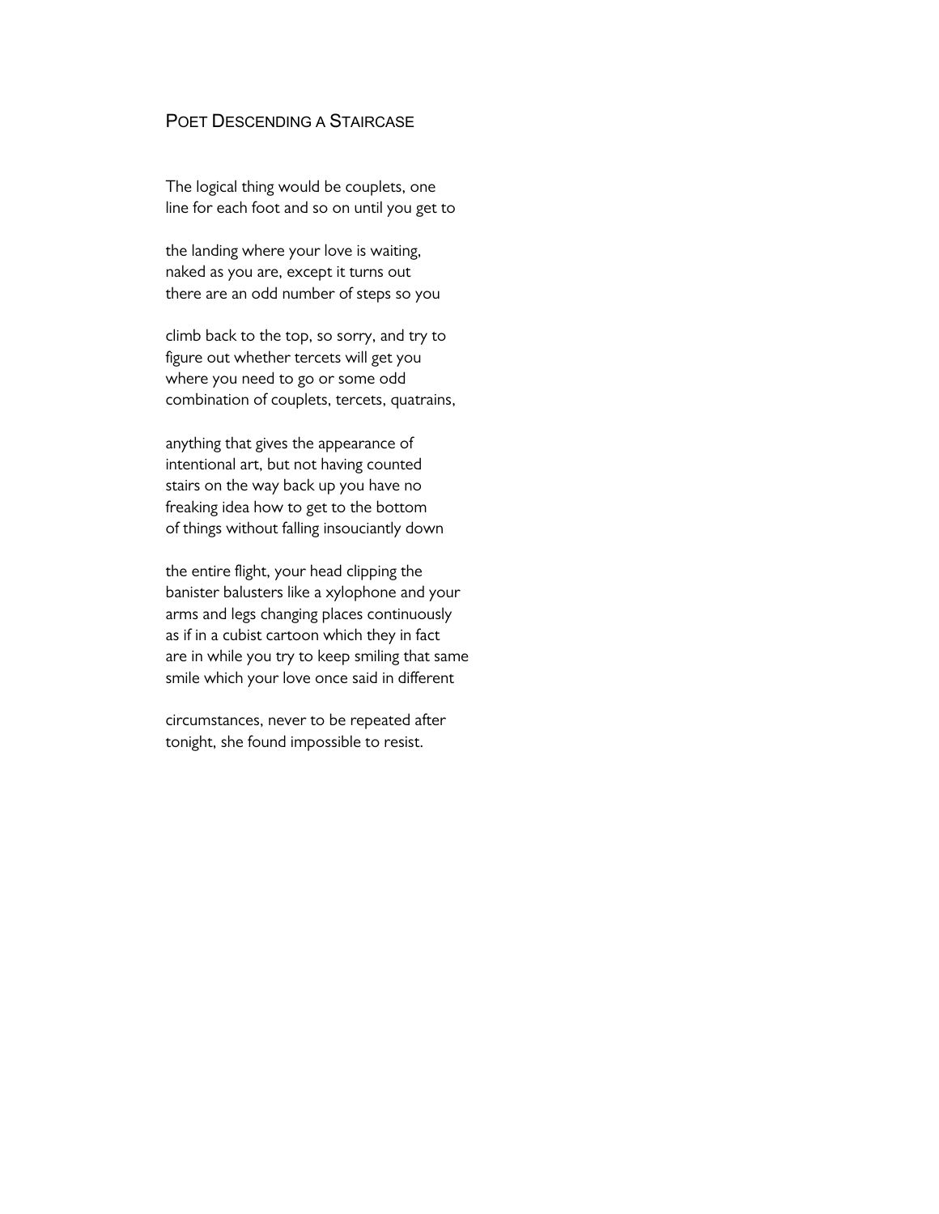## Poet Descending a Staircase

The logical thing would be couplets, one  
line for each foot and so on until you get to

the landing where your love is waiting,  
naked as you are, except it turns out  
there are an odd number of steps so you

climb back to the top, so sorry, and try to  
figure out whether tercets will get you  
where you need to go or some odd  
combination of couplets, tercets, quatrains,

anything that gives the appearance of  
intentional art, but not having counted  
stairs on the way back up you have no  
freaking idea how to get to the bottom  
of things without falling insouciantly down

the entire flight, your head clipping the  
banister balusters like a xylophone and your  
arms and legs changing places continuously  
as if in a cubist cartoon which they in fact  
are in while you try to keep smiling that same  
smile which your love once said in different

circumstances, never to be repeated after  
tonight, she found impossible to resist.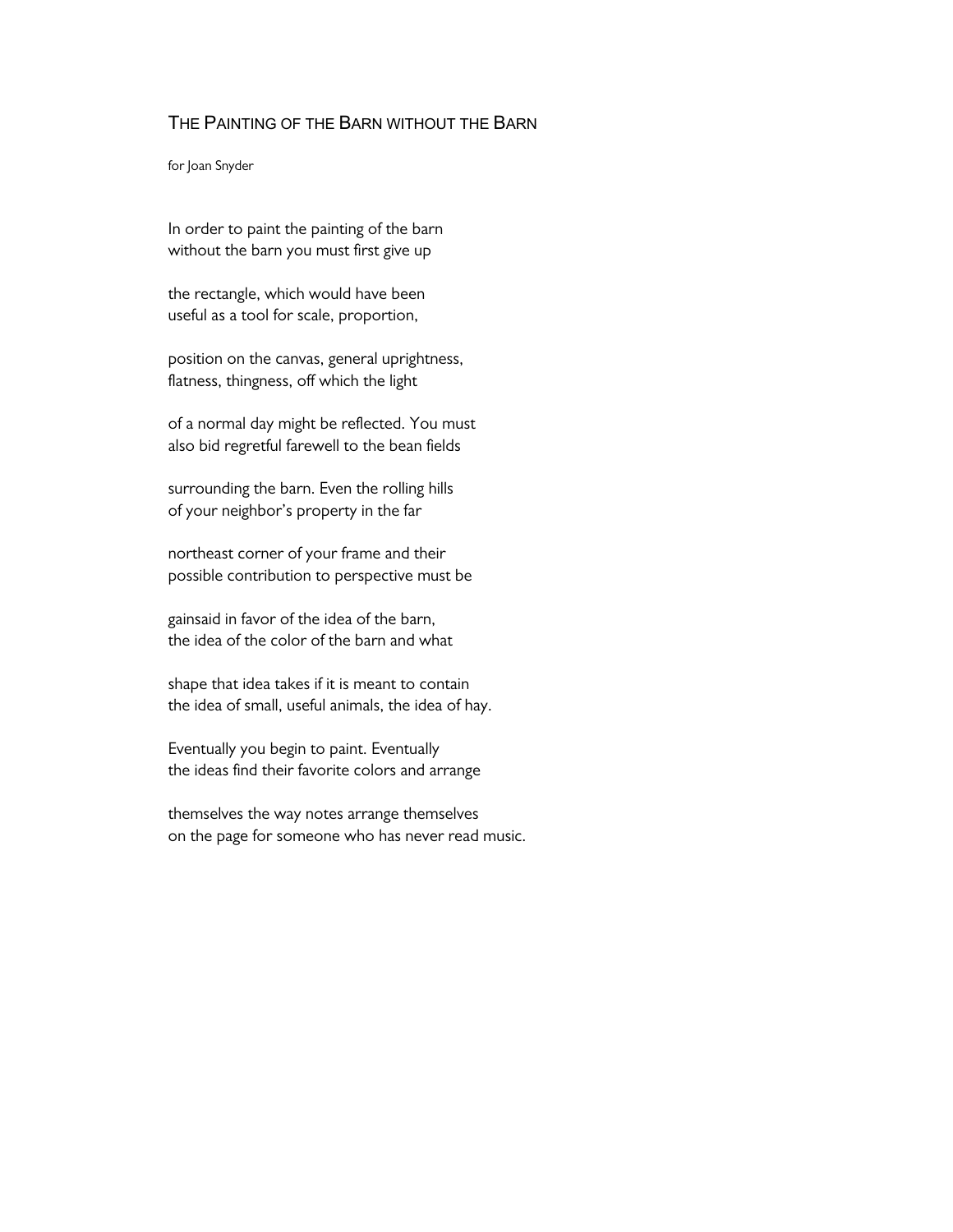## The Painting of the Barn without the Barn

for Joan Snyder

In order to paint the painting of the barn
without the barn you must first give up

the rectangle, which would have been
useful as a tool for scale, proportion,

position on the canvas, general uprightness,
flatness, thingness, off which the light

of a normal day might be reflected. You must
also bid regretful farewell to the bean fields

surrounding the barn. Even the rolling hills
of your neighbor's property in the far

northeast corner of your frame and their
possible contribution to perspective must be

gainsaid in favor of the idea of the barn,
the idea of the color of the barn and what

shape that idea takes if it is meant to contain
the idea of small, useful animals, the idea of hay.

Eventually you begin to paint. Eventually
the ideas find their favorite colors and arrange

themselves the way notes arrange themselves
on the page for someone who has never read music.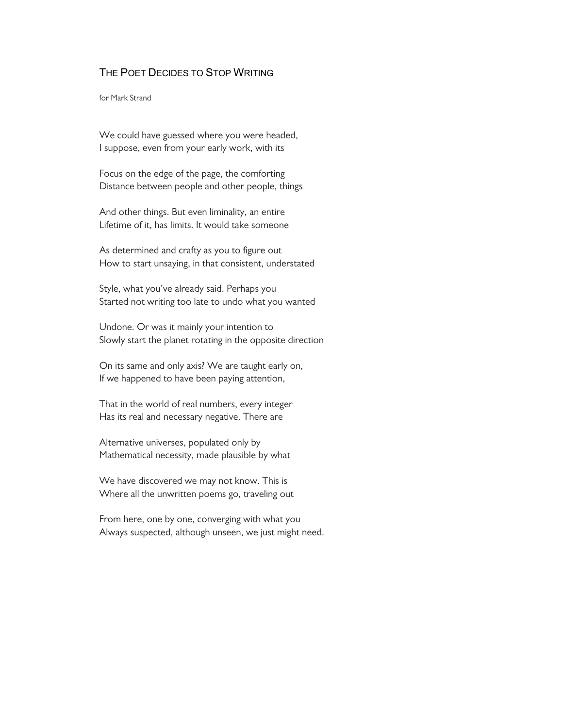## The Poet Decides to Stop Writing

for Mark Strand

We could have guessed where you were headed,  
I suppose, even from your early work, with its

Focus on the edge of the page, the comforting  
Distance between people and other people, things

And other things. But even liminality, an entire  
Lifetime of it, has limits. It would take someone

As determined and crafty as you to figure out  
How to start unsaying, in that consistent, understated

Style, what you've already said. Perhaps you  
Started not writing too late to undo what you wanted

Undone. Or was it mainly your intention to  
Slowly start the planet rotating in the opposite direction

On its same and only axis? We are taught early on,  
If we happened to have been paying attention,

That in the world of real numbers, every integer  
Has its real and necessary negative. There are

Alternative universes, populated only by  
Mathematical necessity, made plausible by what

We have discovered we may not know. This is  
Where all the unwritten poems go, traveling out

From here, one by one, converging with what you  
Always suspected, although unseen, we just might need.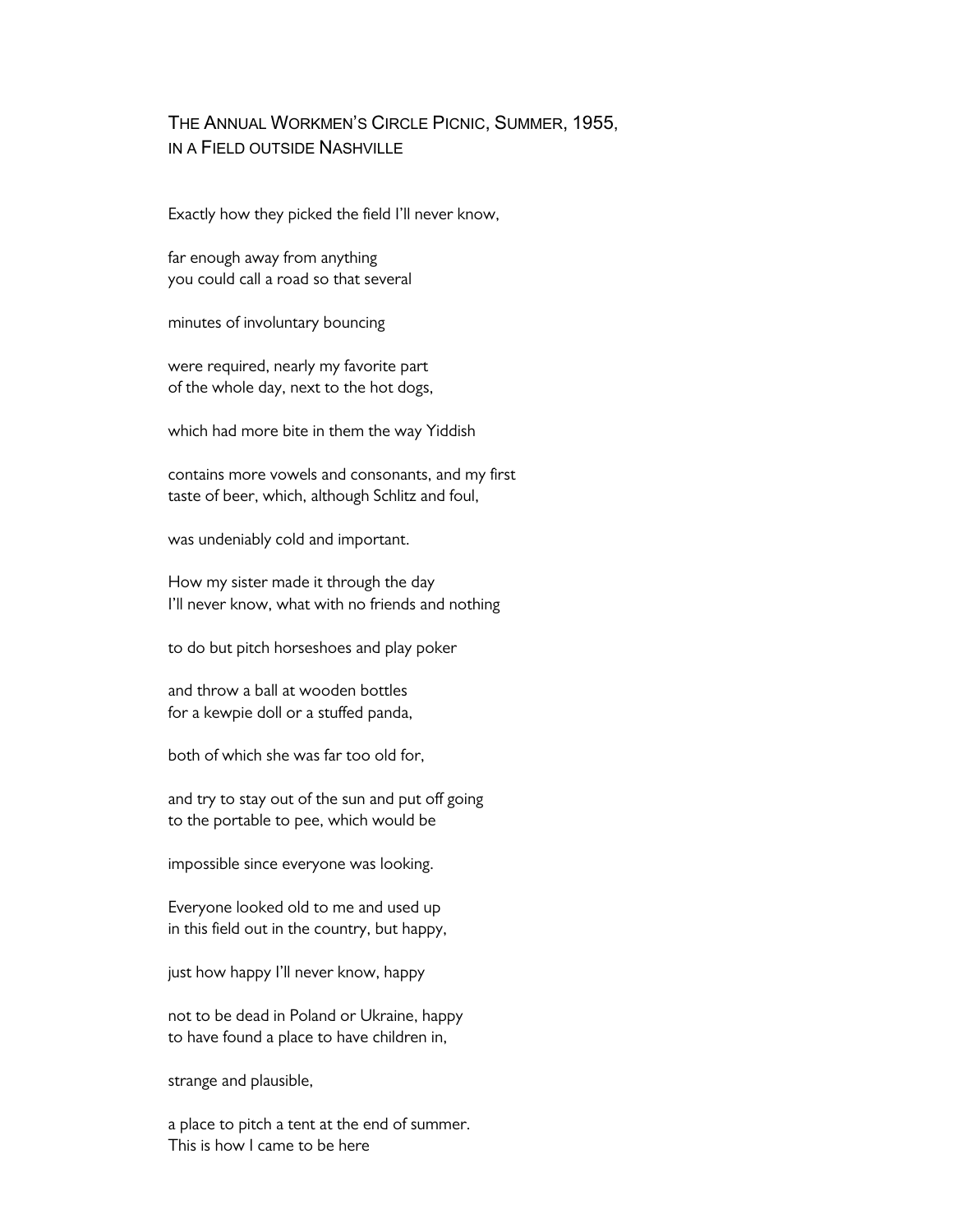## The Annual Workmen's Circle Picnic, Summer, 1955, in a Field outside Nashville

Exactly how they picked the field I'll never know,

far enough away from anything
you could call a road so that several

minutes of involuntary bouncing

were required, nearly my favorite part
of the whole day, next to the hot dogs,

which had more bite in them the way Yiddish

contains more vowels and consonants, and my first
taste of beer, which, although Schlitz and foul,

was undeniably cold and important.

How my sister made it through the day
I'll never know, what with no friends and nothing

to do but pitch horseshoes and play poker

and throw a ball at wooden bottles
for a kewpie doll or a stuffed panda,

both of which she was far too old for,

and try to stay out of the sun and put off going
to the portable to pee, which would be

impossible since everyone was looking.

Everyone looked old to me and used up
in this field out in the country, but happy,

just how happy I'll never know, happy

not to be dead in Poland or Ukraine, happy
to have found a place to have children in,

strange and plausible,

a place to pitch a tent at the end of summer.
This is how I came to be here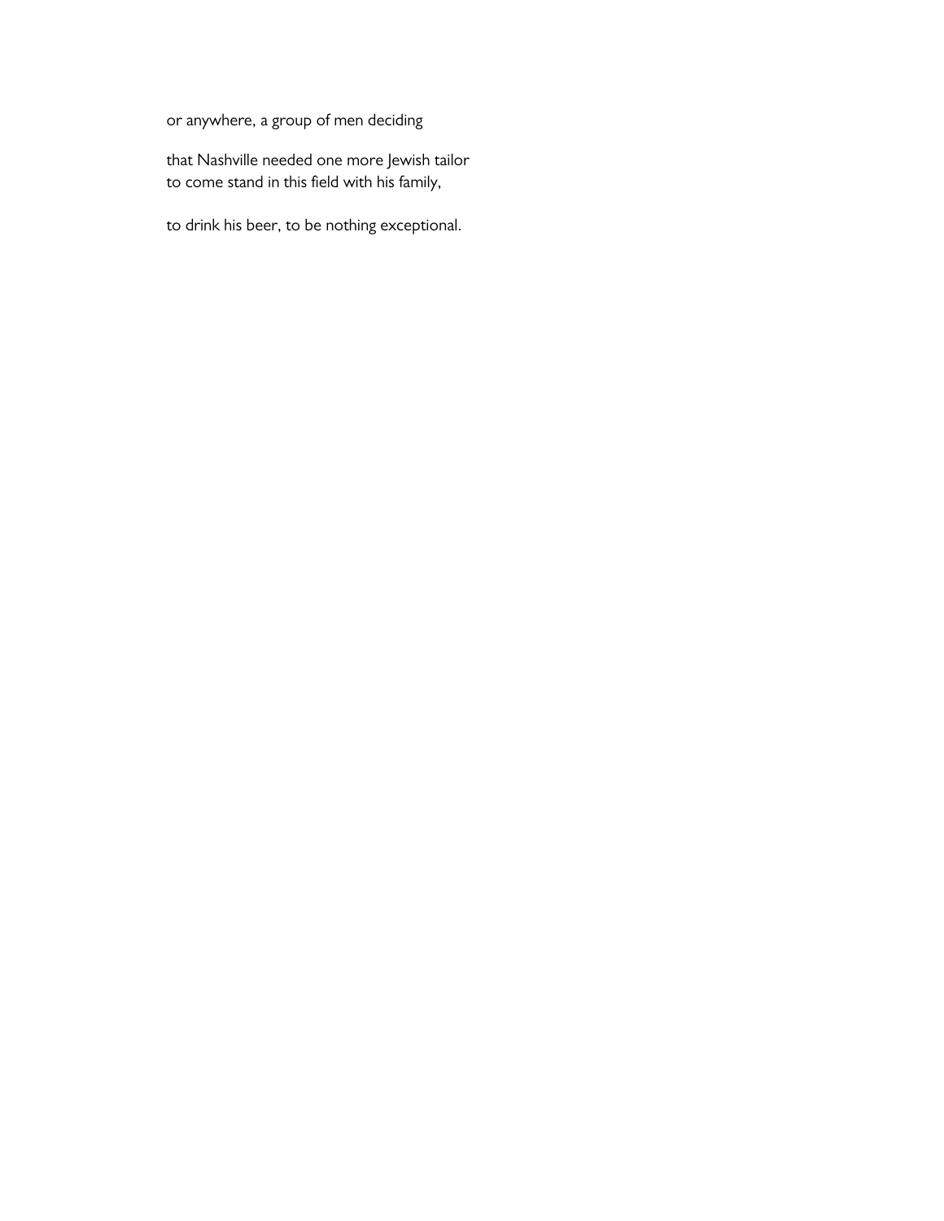or anywhere, a group of men deciding

that Nashville needed one more Jewish tailor
to come stand in this field with his family,

to drink his beer, to be nothing exceptional.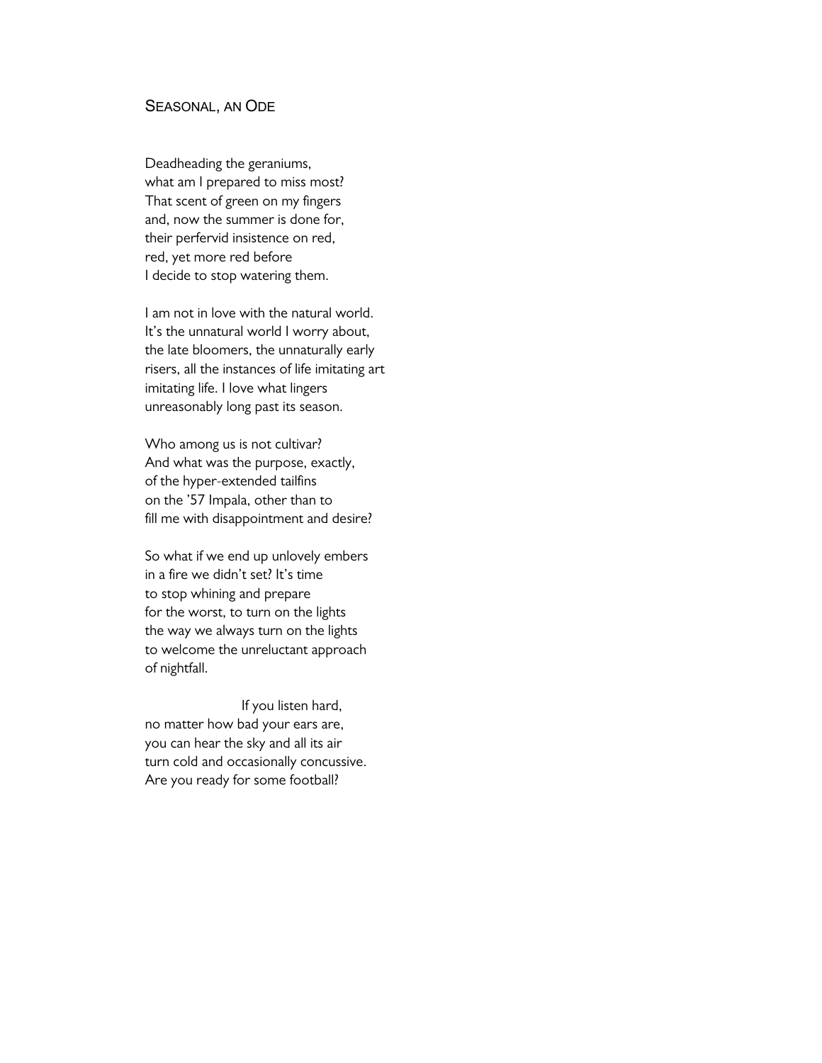## Seasonal, an Ode

Deadheading the geraniums,  
what am I prepared to miss most?  
That scent of green on my fingers  
and, now the summer is done for,  
their perfervid insistence on red,  
red, yet more red before  
I decide to stop watering them.

I am not in love with the natural world.  
It's the unnatural world I worry about,  
the late bloomers, the unnaturally early  
risers, all the instances of life imitating art  
imitating life. I love what lingers  
unreasonably long past its season.

Who among us is not cultivar?  
And what was the purpose, exactly,  
of the hyper-extended tailfins  
on the '57 Impala, other than to  
fill me with disappointment and desire?

So what if we end up unlovely embers  
in a fire we didn't set? It's time  
to stop whining and prepare  
for the worst, to turn on the lights  
the way we always turn on the lights  
to welcome the unreluctant approach  
of nightfall.

                    If you listen hard,  
no matter how bad your ears are,  
you can hear the sky and all its air  
turn cold and occasionally concussive.  
Are you ready for some football?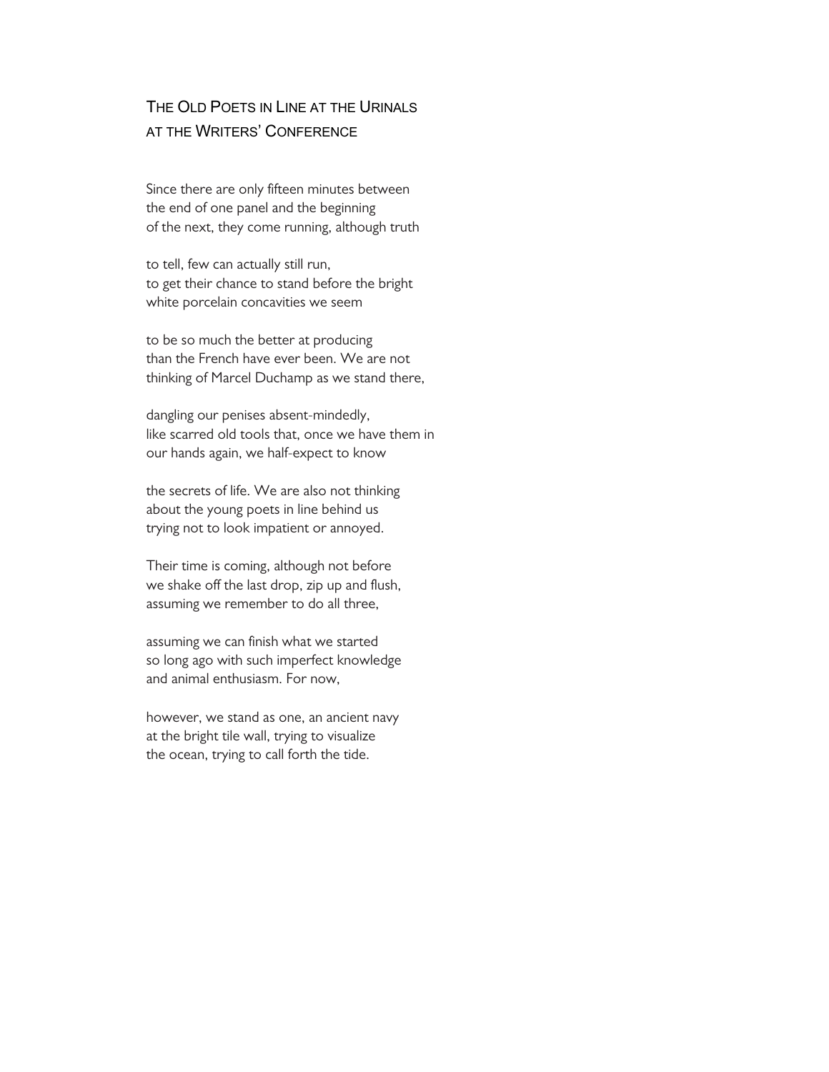# The Old Poets in Line at the Urinals at the Writers' Conference

Since there are only fifteen minutes between
the end of one panel and the beginning
of the next, they come running, although truth

to tell, few can actually still run,
to get their chance to stand before the bright
white porcelain concavities we seem

to be so much the better at producing
than the French have ever been. We are not
thinking of Marcel Duchamp as we stand there,

dangling our penises absent-mindedly,
like scarred old tools that, once we have them in
our hands again, we half-expect to know

the secrets of life. We are also not thinking
about the young poets in line behind us
trying not to look impatient or annoyed.

Their time is coming, although not before
we shake off the last drop, zip up and flush,
assuming we remember to do all three,

assuming we can finish what we started
so long ago with such imperfect knowledge
and animal enthusiasm. For now,

however, we stand as one, an ancient navy
at the bright tile wall, trying to visualize
the ocean, trying to call forth the tide.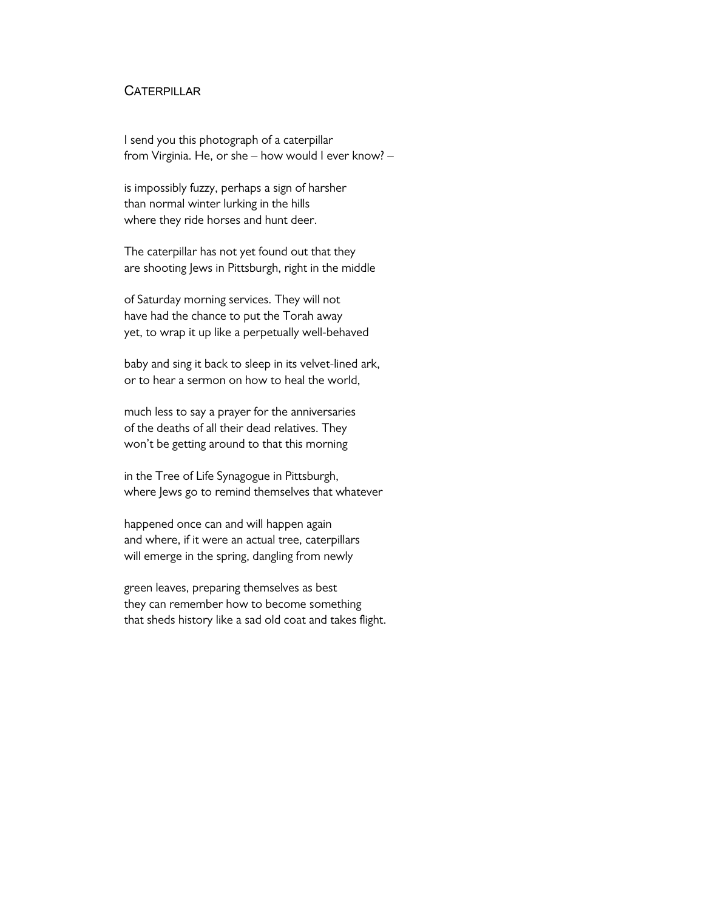# Caterpillar

I send you this photograph of a caterpillar
from Virginia. He, or she – how would I ever know? –

is impossibly fuzzy, perhaps a sign of harsher
than normal winter lurking in the hills
where they ride horses and hunt deer.

The caterpillar has not yet found out that they
are shooting Jews in Pittsburgh, right in the middle

of Saturday morning services. They will not
have had the chance to put the Torah away
yet, to wrap it up like a perpetually well-behaved

baby and sing it back to sleep in its velvet-lined ark,
or to hear a sermon on how to heal the world,

much less to say a prayer for the anniversaries
of the deaths of all their dead relatives. They
won't be getting around to that this morning

in the Tree of Life Synagogue in Pittsburgh,
where Jews go to remind themselves that whatever

happened once can and will happen again
and where, if it were an actual tree, caterpillars
will emerge in the spring, dangling from newly

green leaves, preparing themselves as best
they can remember how to become something
that sheds history like a sad old coat and takes flight.